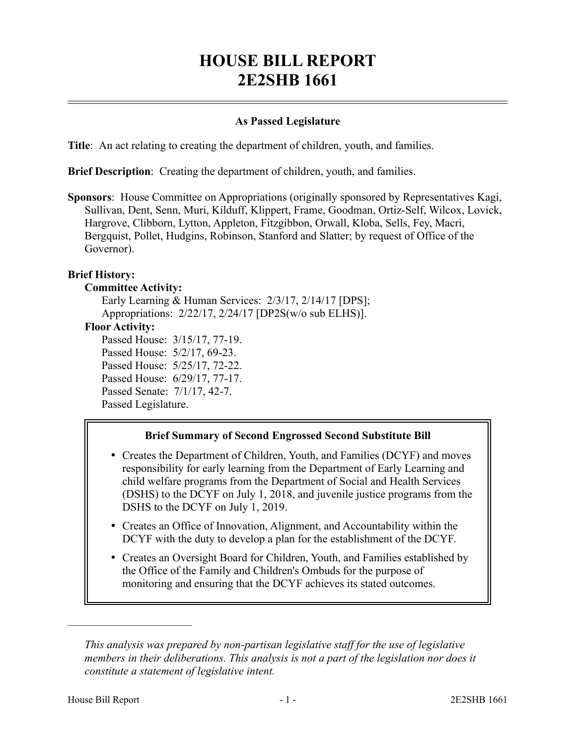# HOUSE BILL REPORT
# 2E2SHB 1661

**As Passed Legislature**

**Title**: An act relating to creating the department of children, youth, and families.

**Brief Description**: Creating the department of children, youth, and families.

**Sponsors**: House Committee on Appropriations (originally sponsored by Representatives Kagi, Sullivan, Dent, Senn, Muri, Kilduff, Klippert, Frame, Goodman, Ortiz-Self, Wilcox, Lovick, Hargrove, Clibborn, Lytton, Appleton, Fitzgibbon, Orwall, Kloba, Sells, Fey, Macri, Bergquist, Pollet, Hudgins, Robinson, Stanford and Slatter; by request of Office of the Governor).

**Brief History:**

**Committee Activity:**

Early Learning & Human Services: 2/3/17, 2/14/17 [DPS];
Appropriations: 2/22/17, 2/24/17 [DP2S(w/o sub ELHS)].

**Floor Activity:**

Passed House: 3/15/17, 77-19.
Passed House: 5/2/17, 69-23.
Passed House: 5/25/17, 72-22.
Passed House: 6/29/17, 77-17.
Passed Senate: 7/1/17, 42-7.
Passed Legislature.

**Brief Summary of Second Engrossed Second Substitute Bill**

- Creates the Department of Children, Youth, and Families (DCYF) and moves responsibility for early learning from the Department of Early Learning and child welfare programs from the Department of Social and Health Services (DSHS) to the DCYF on July 1, 2018, and juvenile justice programs from the DSHS to the DCYF on July 1, 2019.
- Creates an Office of Innovation, Alignment, and Accountability within the DCYF with the duty to develop a plan for the establishment of the DCYF.
- Creates an Oversight Board for Children, Youth, and Families established by the Office of the Family and Children's Ombuds for the purpose of monitoring and ensuring that the DCYF achieves its stated outcomes.

---

*This analysis was prepared by non-partisan legislative staff for the use of legislative members in their deliberations. This analysis is not a part of the legislation nor does it constitute a statement of legislative intent.*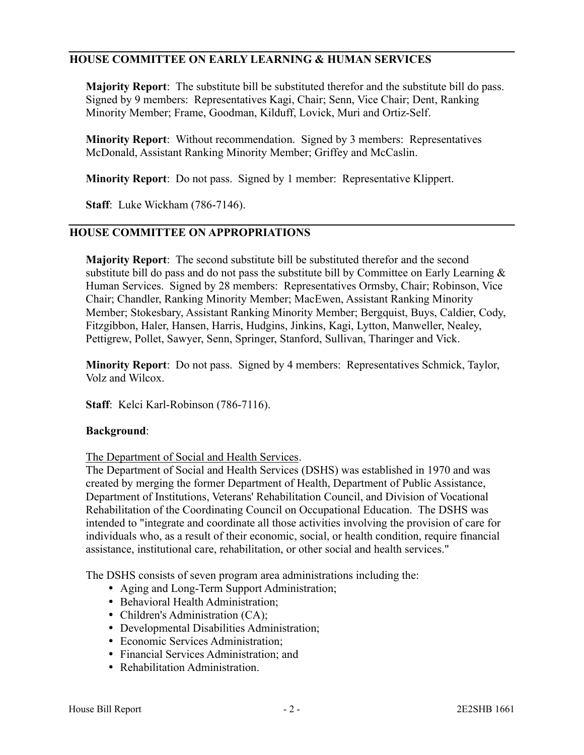## HOUSE COMMITTEE ON EARLY LEARNING & HUMAN SERVICES

**Majority Report**: The substitute bill be substituted therefor and the substitute bill do pass. Signed by 9 members: Representatives Kagi, Chair; Senn, Vice Chair; Dent, Ranking Minority Member; Frame, Goodman, Kilduff, Lovick, Muri and Ortiz-Self.

**Minority Report**: Without recommendation. Signed by 3 members: Representatives McDonald, Assistant Ranking Minority Member; Griffey and McCaslin.

**Minority Report**: Do not pass. Signed by 1 member: Representative Klippert.

**Staff**: Luke Wickham (786-7146).

## HOUSE COMMITTEE ON APPROPRIATIONS

**Majority Report**: The second substitute bill be substituted therefor and the second substitute bill do pass and do not pass the substitute bill by Committee on Early Learning & Human Services. Signed by 28 members: Representatives Ormsby, Chair; Robinson, Vice Chair; Chandler, Ranking Minority Member; MacEwen, Assistant Ranking Minority Member; Stokesbary, Assistant Ranking Minority Member; Bergquist, Buys, Caldier, Cody, Fitzgibbon, Haler, Hansen, Harris, Hudgins, Jinkins, Kagi, Lytton, Manweller, Nealey, Pettigrew, Pollet, Sawyer, Senn, Springer, Stanford, Sullivan, Tharinger and Vick.

**Minority Report**: Do not pass. Signed by 4 members: Representatives Schmick, Taylor, Volz and Wilcox.

**Staff**: Kelci Karl-Robinson (786-7116).

**Background**:

The Department of Social and Health Services.
The Department of Social and Health Services (DSHS) was established in 1970 and was created by merging the former Department of Health, Department of Public Assistance, Department of Institutions, Veterans' Rehabilitation Council, and Division of Vocational Rehabilitation of the Coordinating Council on Occupational Education. The DSHS was intended to "integrate and coordinate all those activities involving the provision of care for individuals who, as a result of their economic, social, or health condition, require financial assistance, institutional care, rehabilitation, or other social and health services."

The DSHS consists of seven program area administrations including the:

- Aging and Long-Term Support Administration;
- Behavioral Health Administration;
- Children's Administration (CA);
- Developmental Disabilities Administration;
- Economic Services Administration;
- Financial Services Administration; and
- Rehabilitation Administration.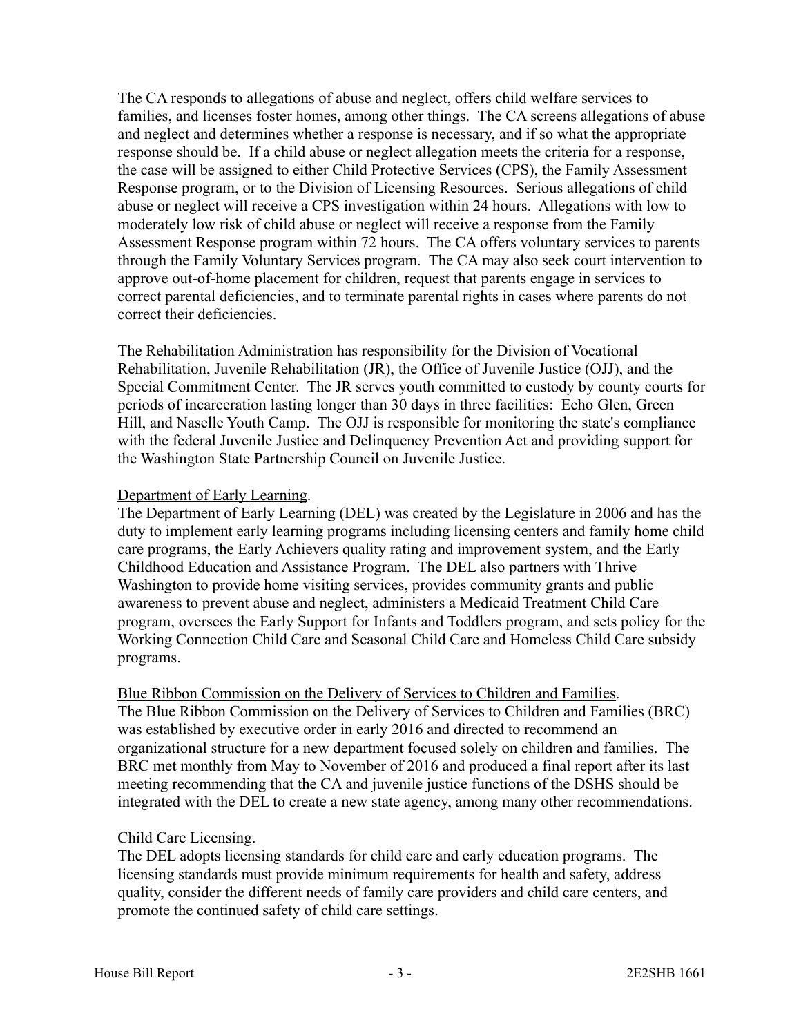The CA responds to allegations of abuse and neglect, offers child welfare services to families, and licenses foster homes, among other things. The CA screens allegations of abuse and neglect and determines whether a response is necessary, and if so what the appropriate response should be. If a child abuse or neglect allegation meets the criteria for a response, the case will be assigned to either Child Protective Services (CPS), the Family Assessment Response program, or to the Division of Licensing Resources. Serious allegations of child abuse or neglect will receive a CPS investigation within 24 hours. Allegations with low to moderately low risk of child abuse or neglect will receive a response from the Family Assessment Response program within 72 hours. The CA offers voluntary services to parents through the Family Voluntary Services program. The CA may also seek court intervention to approve out-of-home placement for children, request that parents engage in services to correct parental deficiencies, and to terminate parental rights in cases where parents do not correct their deficiencies.

The Rehabilitation Administration has responsibility for the Division of Vocational Rehabilitation, Juvenile Rehabilitation (JR), the Office of Juvenile Justice (OJJ), and the Special Commitment Center. The JR serves youth committed to custody by county courts for periods of incarceration lasting longer than 30 days in three facilities: Echo Glen, Green Hill, and Naselle Youth Camp. The OJJ is responsible for monitoring the state's compliance with the federal Juvenile Justice and Delinquency Prevention Act and providing support for the Washington State Partnership Council on Juvenile Justice.

Department of Early Learning.

The Department of Early Learning (DEL) was created by the Legislature in 2006 and has the duty to implement early learning programs including licensing centers and family home child care programs, the Early Achievers quality rating and improvement system, and the Early Childhood Education and Assistance Program. The DEL also partners with Thrive Washington to provide home visiting services, provides community grants and public awareness to prevent abuse and neglect, administers a Medicaid Treatment Child Care program, oversees the Early Support for Infants and Toddlers program, and sets policy for the Working Connection Child Care and Seasonal Child Care and Homeless Child Care subsidy programs.

Blue Ribbon Commission on the Delivery of Services to Children and Families.

The Blue Ribbon Commission on the Delivery of Services to Children and Families (BRC) was established by executive order in early 2016 and directed to recommend an organizational structure for a new department focused solely on children and families. The BRC met monthly from May to November of 2016 and produced a final report after its last meeting recommending that the CA and juvenile justice functions of the DSHS should be integrated with the DEL to create a new state agency, among many other recommendations.

Child Care Licensing.

The DEL adopts licensing standards for child care and early education programs. The licensing standards must provide minimum requirements for health and safety, address quality, consider the different needs of family care providers and child care centers, and promote the continued safety of child care settings.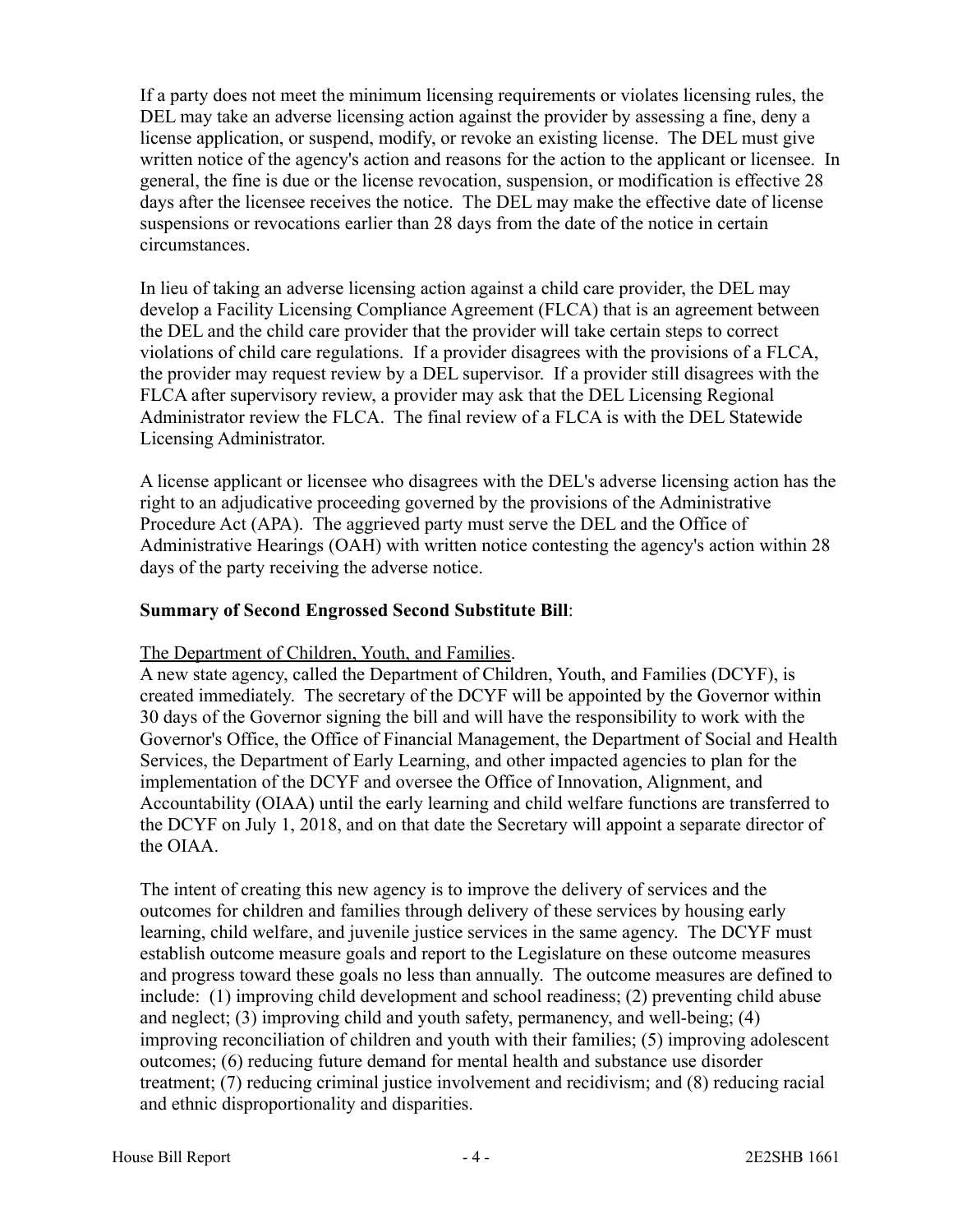If a party does not meet the minimum licensing requirements or violates licensing rules, the DEL may take an adverse licensing action against the provider by assessing a fine, deny a license application, or suspend, modify, or revoke an existing license. The DEL must give written notice of the agency's action and reasons for the action to the applicant or licensee. In general, the fine is due or the license revocation, suspension, or modification is effective 28 days after the licensee receives the notice. The DEL may make the effective date of license suspensions or revocations earlier than 28 days from the date of the notice in certain circumstances.

In lieu of taking an adverse licensing action against a child care provider, the DEL may develop a Facility Licensing Compliance Agreement (FLCA) that is an agreement between the DEL and the child care provider that the provider will take certain steps to correct violations of child care regulations. If a provider disagrees with the provisions of a FLCA, the provider may request review by a DEL supervisor. If a provider still disagrees with the FLCA after supervisory review, a provider may ask that the DEL Licensing Regional Administrator review the FLCA. The final review of a FLCA is with the DEL Statewide Licensing Administrator.

A license applicant or licensee who disagrees with the DEL's adverse licensing action has the right to an adjudicative proceeding governed by the provisions of the Administrative Procedure Act (APA). The aggrieved party must serve the DEL and the Office of Administrative Hearings (OAH) with written notice contesting the agency's action within 28 days of the party receiving the adverse notice.

**Summary of Second Engrossed Second Substitute Bill**:

The Department of Children, Youth, and Families.

A new state agency, called the Department of Children, Youth, and Families (DCYF), is created immediately. The secretary of the DCYF will be appointed by the Governor within 30 days of the Governor signing the bill and will have the responsibility to work with the Governor's Office, the Office of Financial Management, the Department of Social and Health Services, the Department of Early Learning, and other impacted agencies to plan for the implementation of the DCYF and oversee the Office of Innovation, Alignment, and Accountability (OIAA) until the early learning and child welfare functions are transferred to the DCYF on July 1, 2018, and on that date the Secretary will appoint a separate director of the OIAA.

The intent of creating this new agency is to improve the delivery of services and the outcomes for children and families through delivery of these services by housing early learning, child welfare, and juvenile justice services in the same agency. The DCYF must establish outcome measure goals and report to the Legislature on these outcome measures and progress toward these goals no less than annually. The outcome measures are defined to include: (1) improving child development and school readiness; (2) preventing child abuse and neglect; (3) improving child and youth safety, permanency, and well-being; (4) improving reconciliation of children and youth with their families; (5) improving adolescent outcomes; (6) reducing future demand for mental health and substance use disorder treatment; (7) reducing criminal justice involvement and recidivism; and (8) reducing racial and ethnic disproportionality and disparities.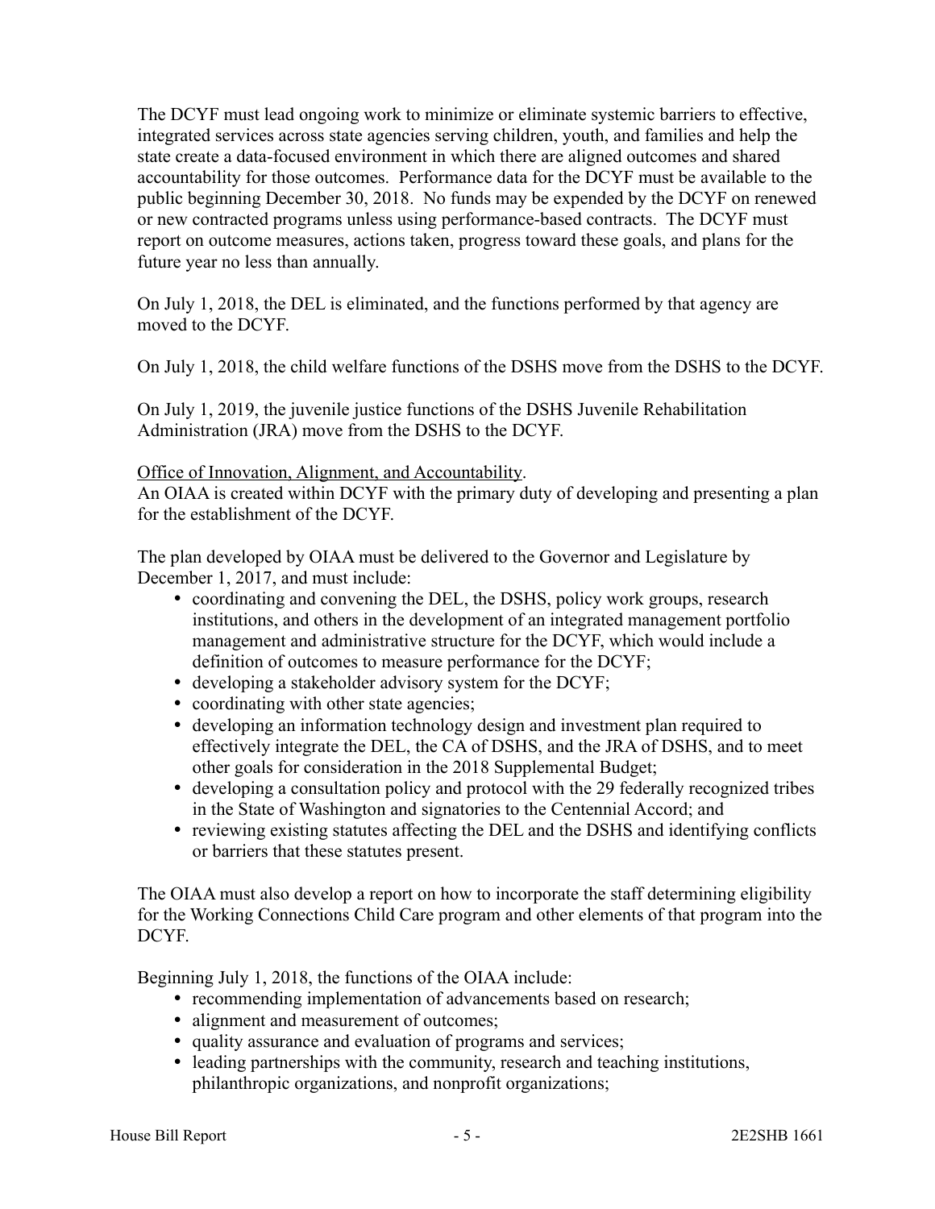The DCYF must lead ongoing work to minimize or eliminate systemic barriers to effective, integrated services across state agencies serving children, youth, and families and help the state create a data-focused environment in which there are aligned outcomes and shared accountability for those outcomes. Performance data for the DCYF must be available to the public beginning December 30, 2018. No funds may be expended by the DCYF on renewed or new contracted programs unless using performance-based contracts. The DCYF must report on outcome measures, actions taken, progress toward these goals, and plans for the future year no less than annually.

On July 1, 2018, the DEL is eliminated, and the functions performed by that agency are moved to the DCYF.

On July 1, 2018, the child welfare functions of the DSHS move from the DSHS to the DCYF.

On July 1, 2019, the juvenile justice functions of the DSHS Juvenile Rehabilitation Administration (JRA) move from the DSHS to the DCYF.

Office of Innovation, Alignment, and Accountability.

An OIAA is created within DCYF with the primary duty of developing and presenting a plan for the establishment of the DCYF.

The plan developed by OIAA must be delivered to the Governor and Legislature by December 1, 2017, and must include:

- coordinating and convening the DEL, the DSHS, policy work groups, research institutions, and others in the development of an integrated management portfolio management and administrative structure for the DCYF, which would include a definition of outcomes to measure performance for the DCYF;
- developing a stakeholder advisory system for the DCYF;
- coordinating with other state agencies;
- developing an information technology design and investment plan required to effectively integrate the DEL, the CA of DSHS, and the JRA of DSHS, and to meet other goals for consideration in the 2018 Supplemental Budget;
- developing a consultation policy and protocol with the 29 federally recognized tribes in the State of Washington and signatories to the Centennial Accord; and
- reviewing existing statutes affecting the DEL and the DSHS and identifying conflicts or barriers that these statutes present.

The OIAA must also develop a report on how to incorporate the staff determining eligibility for the Working Connections Child Care program and other elements of that program into the DCYF.

Beginning July 1, 2018, the functions of the OIAA include:

- recommending implementation of advancements based on research;
- alignment and measurement of outcomes;
- quality assurance and evaluation of programs and services;
- leading partnerships with the community, research and teaching institutions, philanthropic organizations, and nonprofit organizations;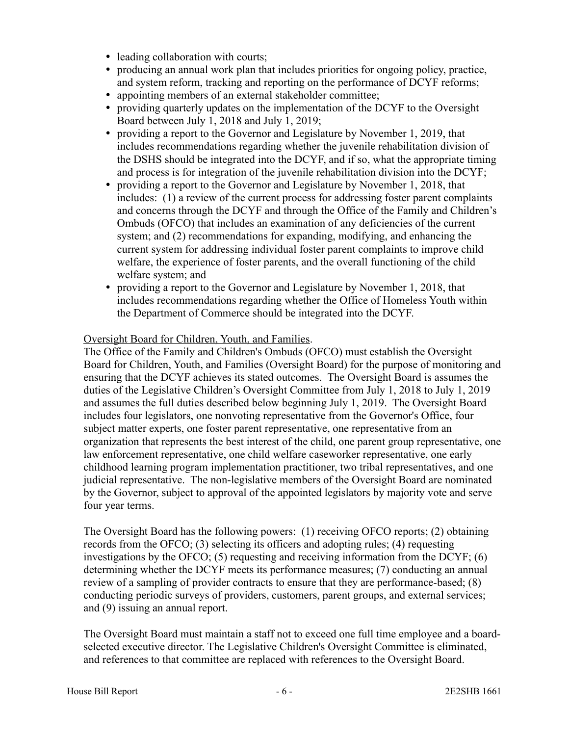- leading collaboration with courts;
- producing an annual work plan that includes priorities for ongoing policy, practice, and system reform, tracking and reporting on the performance of DCYF reforms;
- appointing members of an external stakeholder committee;
- providing quarterly updates on the implementation of the DCYF to the Oversight Board between July 1, 2018 and July 1, 2019;
- providing a report to the Governor and Legislature by November 1, 2019, that includes recommendations regarding whether the juvenile rehabilitation division of the DSHS should be integrated into the DCYF, and if so, what the appropriate timing and process is for integration of the juvenile rehabilitation division into the DCYF;
- providing a report to the Governor and Legislature by November 1, 2018, that includes: (1) a review of the current process for addressing foster parent complaints and concerns through the DCYF and through the Office of the Family and Children's Ombuds (OFCO) that includes an examination of any deficiencies of the current system; and (2) recommendations for expanding, modifying, and enhancing the current system for addressing individual foster parent complaints to improve child welfare, the experience of foster parents, and the overall functioning of the child welfare system; and
- providing a report to the Governor and Legislature by November 1, 2018, that includes recommendations regarding whether the Office of Homeless Youth within the Department of Commerce should be integrated into the DCYF.

Oversight Board for Children, Youth, and Families.
The Office of the Family and Children's Ombuds (OFCO) must establish the Oversight Board for Children, Youth, and Families (Oversight Board) for the purpose of monitoring and ensuring that the DCYF achieves its stated outcomes. The Oversight Board is assumes the duties of the Legislative Children's Oversight Committee from July 1, 2018 to July 1, 2019 and assumes the full duties described below beginning July 1, 2019. The Oversight Board includes four legislators, one nonvoting representative from the Governor's Office, four subject matter experts, one foster parent representative, one representative from an organization that represents the best interest of the child, one parent group representative, one law enforcement representative, one child welfare caseworker representative, one early childhood learning program implementation practitioner, two tribal representatives, and one judicial representative. The non-legislative members of the Oversight Board are nominated by the Governor, subject to approval of the appointed legislators by majority vote and serve four year terms.

The Oversight Board has the following powers: (1) receiving OFCO reports; (2) obtaining records from the OFCO; (3) selecting its officers and adopting rules; (4) requesting investigations by the OFCO; (5) requesting and receiving information from the DCYF; (6) determining whether the DCYF meets its performance measures; (7) conducting an annual review of a sampling of provider contracts to ensure that they are performance-based; (8) conducting periodic surveys of providers, customers, parent groups, and external services; and (9) issuing an annual report.

The Oversight Board must maintain a staff not to exceed one full time employee and a board-selected executive director. The Legislative Children's Oversight Committee is eliminated, and references to that committee are replaced with references to the Oversight Board.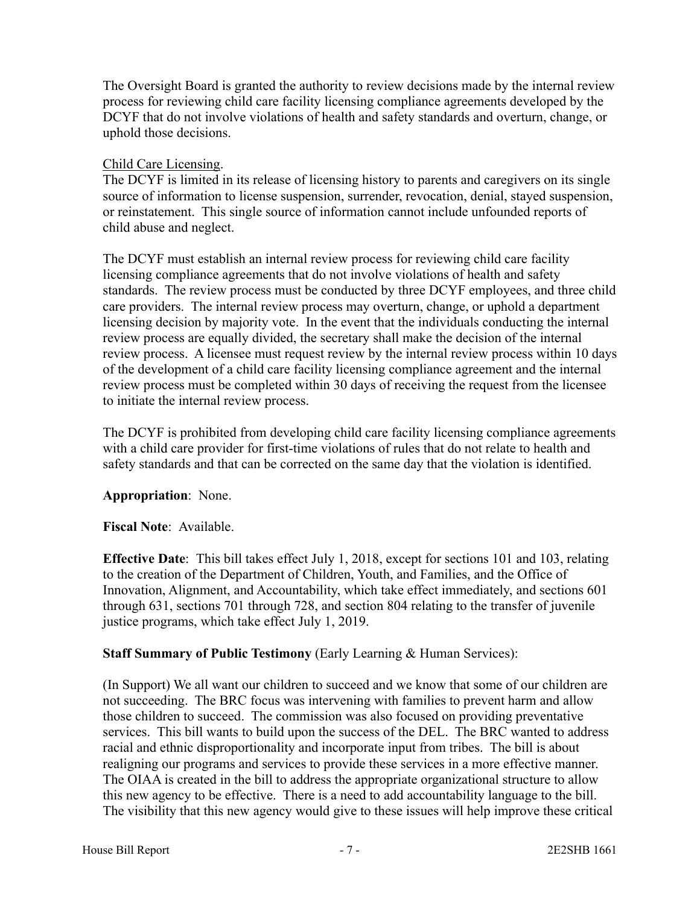The Oversight Board is granted the authority to review decisions made by the internal review process for reviewing child care facility licensing compliance agreements developed by the DCYF that do not involve violations of health and safety standards and overturn, change, or uphold those decisions.

Child Care Licensing.

The DCYF is limited in its release of licensing history to parents and caregivers on its single source of information to license suspension, surrender, revocation, denial, stayed suspension, or reinstatement. This single source of information cannot include unfounded reports of child abuse and neglect.

The DCYF must establish an internal review process for reviewing child care facility licensing compliance agreements that do not involve violations of health and safety standards. The review process must be conducted by three DCYF employees, and three child care providers. The internal review process may overturn, change, or uphold a department licensing decision by majority vote. In the event that the individuals conducting the internal review process are equally divided, the secretary shall make the decision of the internal review process. A licensee must request review by the internal review process within 10 days of the development of a child care facility licensing compliance agreement and the internal review process must be completed within 30 days of receiving the request from the licensee to initiate the internal review process.

The DCYF is prohibited from developing child care facility licensing compliance agreements with a child care provider for first-time violations of rules that do not relate to health and safety standards and that can be corrected on the same day that the violation is identified.

**Appropriation**: None.

**Fiscal Note**: Available.

**Effective Date**: This bill takes effect July 1, 2018, except for sections 101 and 103, relating to the creation of the Department of Children, Youth, and Families, and the Office of Innovation, Alignment, and Accountability, which take effect immediately, and sections 601 through 631, sections 701 through 728, and section 804 relating to the transfer of juvenile justice programs, which take effect July 1, 2019.

**Staff Summary of Public Testimony** (Early Learning & Human Services):

(In Support) We all want our children to succeed and we know that some of our children are not succeeding. The BRC focus was intervening with families to prevent harm and allow those children to succeed. The commission was also focused on providing preventative services. This bill wants to build upon the success of the DEL. The BRC wanted to address racial and ethnic disproportionality and incorporate input from tribes. The bill is about realigning our programs and services to provide these services in a more effective manner. The OIAA is created in the bill to address the appropriate organizational structure to allow this new agency to be effective. There is a need to add accountability language to the bill. The visibility that this new agency would give to these issues will help improve these critical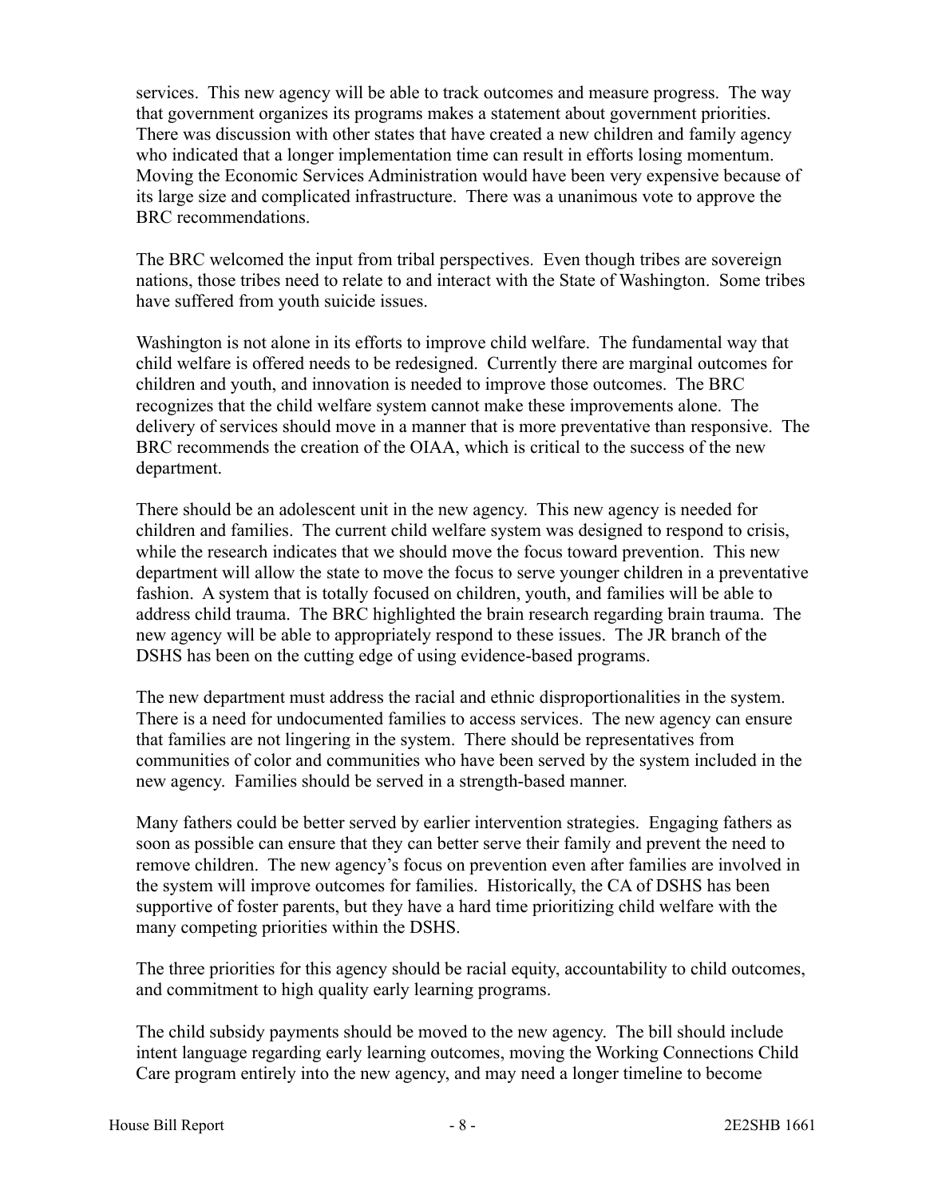services. This new agency will be able to track outcomes and measure progress. The way that government organizes its programs makes a statement about government priorities. There was discussion with other states that have created a new children and family agency who indicated that a longer implementation time can result in efforts losing momentum. Moving the Economic Services Administration would have been very expensive because of its large size and complicated infrastructure. There was a unanimous vote to approve the BRC recommendations.

The BRC welcomed the input from tribal perspectives. Even though tribes are sovereign nations, those tribes need to relate to and interact with the State of Washington. Some tribes have suffered from youth suicide issues.

Washington is not alone in its efforts to improve child welfare. The fundamental way that child welfare is offered needs to be redesigned. Currently there are marginal outcomes for children and youth, and innovation is needed to improve those outcomes. The BRC recognizes that the child welfare system cannot make these improvements alone. The delivery of services should move in a manner that is more preventative than responsive. The BRC recommends the creation of the OIAA, which is critical to the success of the new department.

There should be an adolescent unit in the new agency. This new agency is needed for children and families. The current child welfare system was designed to respond to crisis, while the research indicates that we should move the focus toward prevention. This new department will allow the state to move the focus to serve younger children in a preventative fashion. A system that is totally focused on children, youth, and families will be able to address child trauma. The BRC highlighted the brain research regarding brain trauma. The new agency will be able to appropriately respond to these issues. The JR branch of the DSHS has been on the cutting edge of using evidence-based programs.

The new department must address the racial and ethnic disproportionalities in the system. There is a need for undocumented families to access services. The new agency can ensure that families are not lingering in the system. There should be representatives from communities of color and communities who have been served by the system included in the new agency. Families should be served in a strength-based manner.

Many fathers could be better served by earlier intervention strategies. Engaging fathers as soon as possible can ensure that they can better serve their family and prevent the need to remove children. The new agency's focus on prevention even after families are involved in the system will improve outcomes for families. Historically, the CA of DSHS has been supportive of foster parents, but they have a hard time prioritizing child welfare with the many competing priorities within the DSHS.

The three priorities for this agency should be racial equity, accountability to child outcomes, and commitment to high quality early learning programs.

The child subsidy payments should be moved to the new agency. The bill should include intent language regarding early learning outcomes, moving the Working Connections Child Care program entirely into the new agency, and may need a longer timeline to become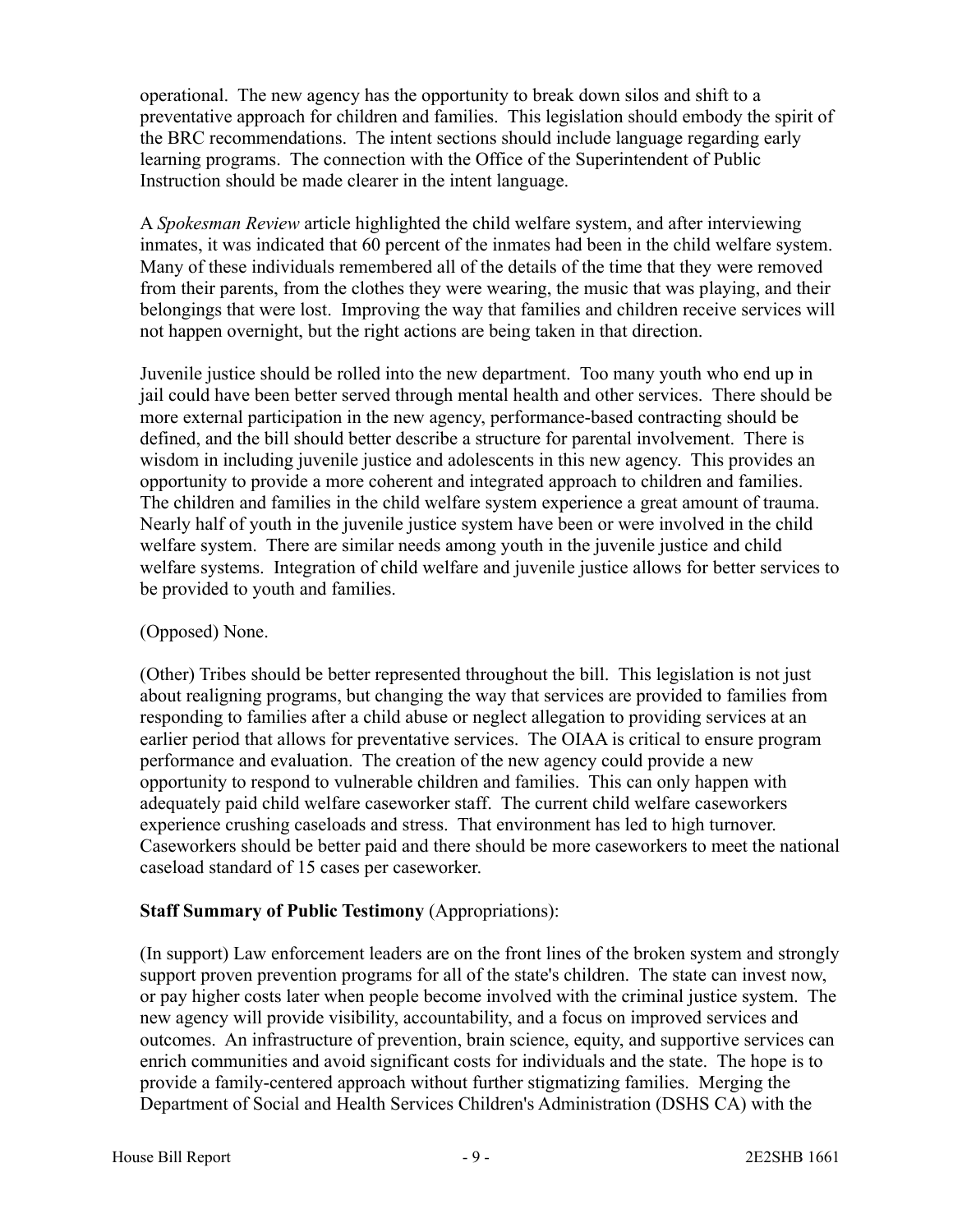operational. The new agency has the opportunity to break down silos and shift to a preventative approach for children and families. This legislation should embody the spirit of the BRC recommendations. The intent sections should include language regarding early learning programs. The connection with the Office of the Superintendent of Public Instruction should be made clearer in the intent language.

A *Spokesman Review* article highlighted the child welfare system, and after interviewing inmates, it was indicated that 60 percent of the inmates had been in the child welfare system. Many of these individuals remembered all of the details of the time that they were removed from their parents, from the clothes they were wearing, the music that was playing, and their belongings that were lost. Improving the way that families and children receive services will not happen overnight, but the right actions are being taken in that direction.

Juvenile justice should be rolled into the new department. Too many youth who end up in jail could have been better served through mental health and other services. There should be more external participation in the new agency, performance-based contracting should be defined, and the bill should better describe a structure for parental involvement. There is wisdom in including juvenile justice and adolescents in this new agency. This provides an opportunity to provide a more coherent and integrated approach to children and families. The children and families in the child welfare system experience a great amount of trauma. Nearly half of youth in the juvenile justice system have been or were involved in the child welfare system. There are similar needs among youth in the juvenile justice and child welfare systems. Integration of child welfare and juvenile justice allows for better services to be provided to youth and families.

(Opposed) None.

(Other) Tribes should be better represented throughout the bill. This legislation is not just about realigning programs, but changing the way that services are provided to families from responding to families after a child abuse or neglect allegation to providing services at an earlier period that allows for preventative services. The OIAA is critical to ensure program performance and evaluation. The creation of the new agency could provide a new opportunity to respond to vulnerable children and families. This can only happen with adequately paid child welfare caseworker staff. The current child welfare caseworkers experience crushing caseloads and stress. That environment has led to high turnover. Caseworkers should be better paid and there should be more caseworkers to meet the national caseload standard of 15 cases per caseworker.

**Staff Summary of Public Testimony** (Appropriations):

(In support) Law enforcement leaders are on the front lines of the broken system and strongly support proven prevention programs for all of the state's children. The state can invest now, or pay higher costs later when people become involved with the criminal justice system. The new agency will provide visibility, accountability, and a focus on improved services and outcomes. An infrastructure of prevention, brain science, equity, and supportive services can enrich communities and avoid significant costs for individuals and the state. The hope is to provide a family-centered approach without further stigmatizing families. Merging the Department of Social and Health Services Children's Administration (DSHS CA) with the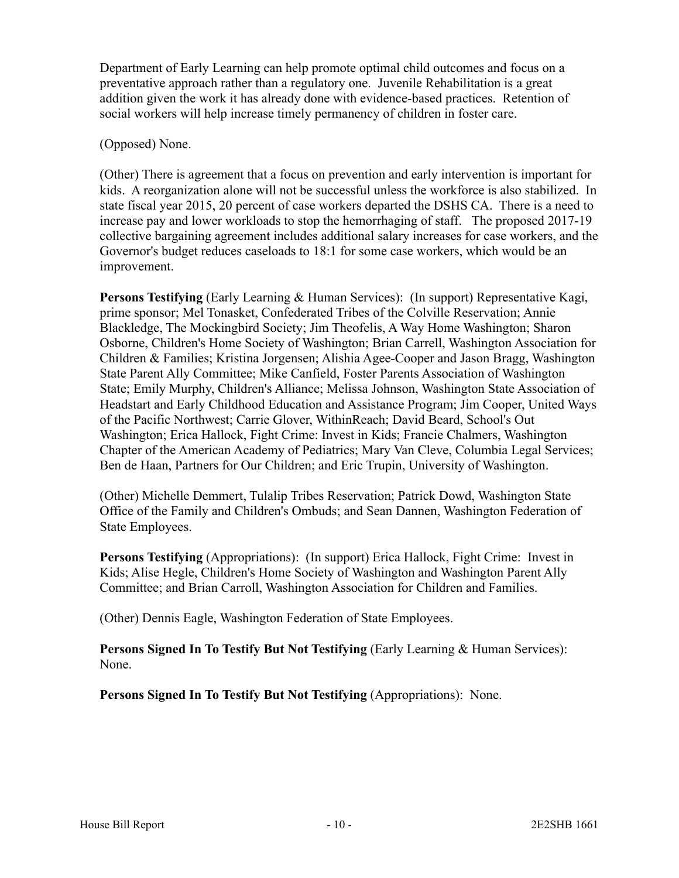Department of Early Learning can help promote optimal child outcomes and focus on a preventative approach rather than a regulatory one. Juvenile Rehabilitation is a great addition given the work it has already done with evidence-based practices. Retention of social workers will help increase timely permanency of children in foster care.

(Opposed) None.

(Other) There is agreement that a focus on prevention and early intervention is important for kids. A reorganization alone will not be successful unless the workforce is also stabilized. In state fiscal year 2015, 20 percent of case workers departed the DSHS CA. There is a need to increase pay and lower workloads to stop the hemorrhaging of staff. The proposed 2017-19 collective bargaining agreement includes additional salary increases for case workers, and the Governor's budget reduces caseloads to 18:1 for some case workers, which would be an improvement.

**Persons Testifying** (Early Learning & Human Services): (In support) Representative Kagi, prime sponsor; Mel Tonasket, Confederated Tribes of the Colville Reservation; Annie Blackledge, The Mockingbird Society; Jim Theofelis, A Way Home Washington; Sharon Osborne, Children's Home Society of Washington; Brian Carrell, Washington Association for Children & Families; Kristina Jorgensen; Alishia Agee-Cooper and Jason Bragg, Washington State Parent Ally Committee; Mike Canfield, Foster Parents Association of Washington State; Emily Murphy, Children's Alliance; Melissa Johnson, Washington State Association of Headstart and Early Childhood Education and Assistance Program; Jim Cooper, United Ways of the Pacific Northwest; Carrie Glover, WithinReach; David Beard, School's Out Washington; Erica Hallock, Fight Crime: Invest in Kids; Francie Chalmers, Washington Chapter of the American Academy of Pediatrics; Mary Van Cleve, Columbia Legal Services; Ben de Haan, Partners for Our Children; and Eric Trupin, University of Washington.

(Other) Michelle Demmert, Tulalip Tribes Reservation; Patrick Dowd, Washington State Office of the Family and Children's Ombuds; and Sean Dannen, Washington Federation of State Employees.

**Persons Testifying** (Appropriations): (In support) Erica Hallock, Fight Crime: Invest in Kids; Alise Hegle, Children's Home Society of Washington and Washington Parent Ally Committee; and Brian Carroll, Washington Association for Children and Families.

(Other) Dennis Eagle, Washington Federation of State Employees.

**Persons Signed In To Testify But Not Testifying** (Early Learning & Human Services): None.

**Persons Signed In To Testify But Not Testifying** (Appropriations): None.